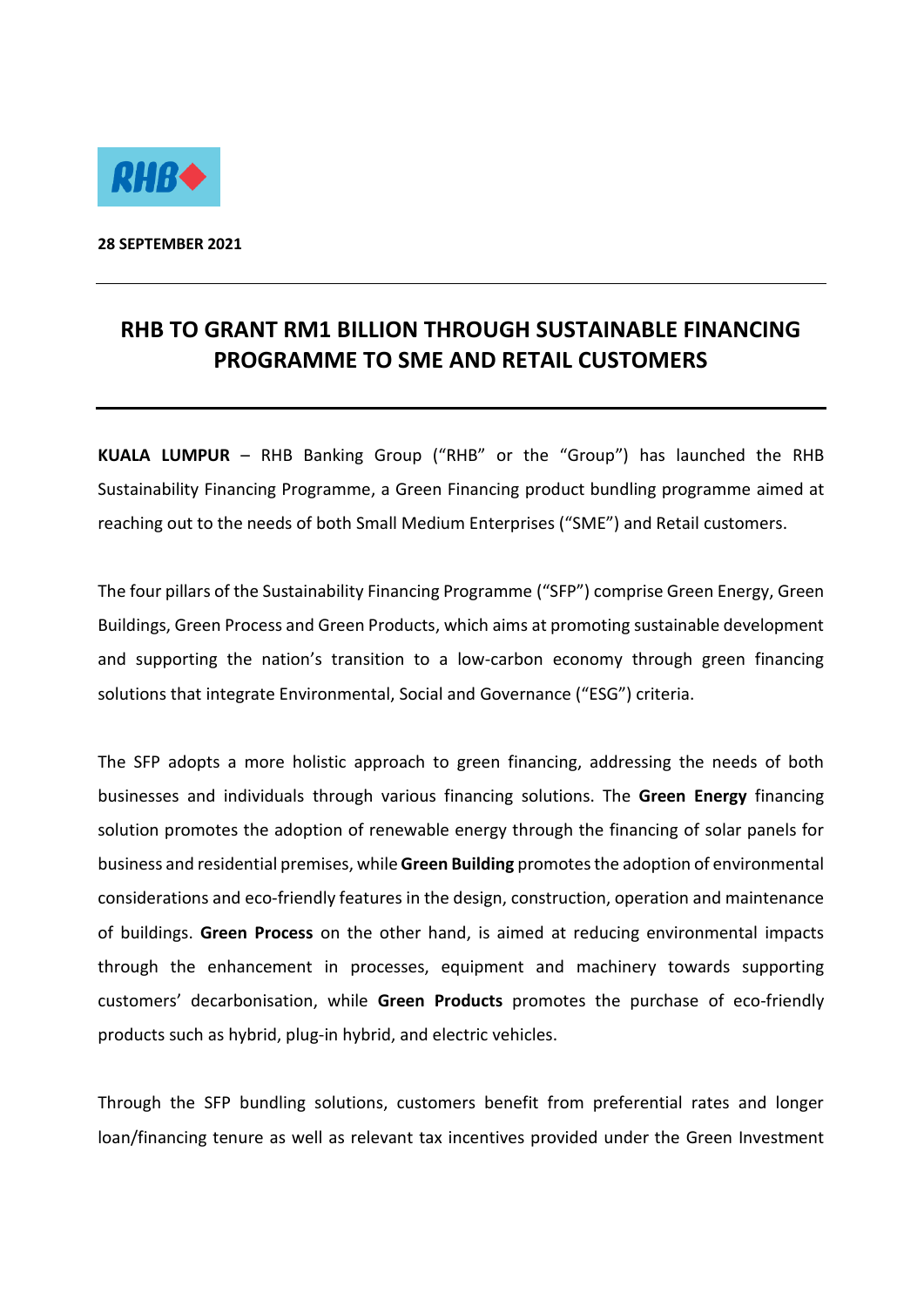**28 SEPTEMBER 2021**

# RHB TO GRANT RM1 BILLION THROUGH SUSTAINABLE FINANCING PROGRAMME TO SME AND RETAIL CUSTOMERS

**KUALA LUMPUR** – RHB Banking Group ("RHB" or the "Group") has launched the RHB Sustainability Financing Programme, a Green Financing product bundling programme aimed at reaching out to the needs of both Small Medium Enterprises ("SME") and Retail customers.

The four pillars of the Sustainability Financing Programme ("SFP") comprise Green Energy, Green Buildings, Green Process and Green Products, which aims at promoting sustainable development and supporting the nation's transition to a low-carbon economy through green financing solutions that integrate Environmental, Social and Governance ("ESG") criteria.

The SFP adopts a more holistic approach to green financing, addressing the needs of both businesses and individuals through various financing solutions. The **Green Energy** financing solution promotes the adoption of renewable energy through the financing of solar panels for business and residential premises, while **Green Building** promotes the adoption of environmental considerations and eco-friendly features in the design, construction, operation and maintenance of buildings. **Green Process** on the other hand, is aimed at reducing environmental impacts through the enhancement in processes, equipment and machinery towards supporting customers' decarbonisation, while **Green Products** promotes the purchase of eco-friendly products such as hybrid, plug-in hybrid, and electric vehicles.

Through the SFP bundling solutions, customers benefit from preferential rates and longer loan/financing tenure as well as relevant tax incentives provided under the Green Investment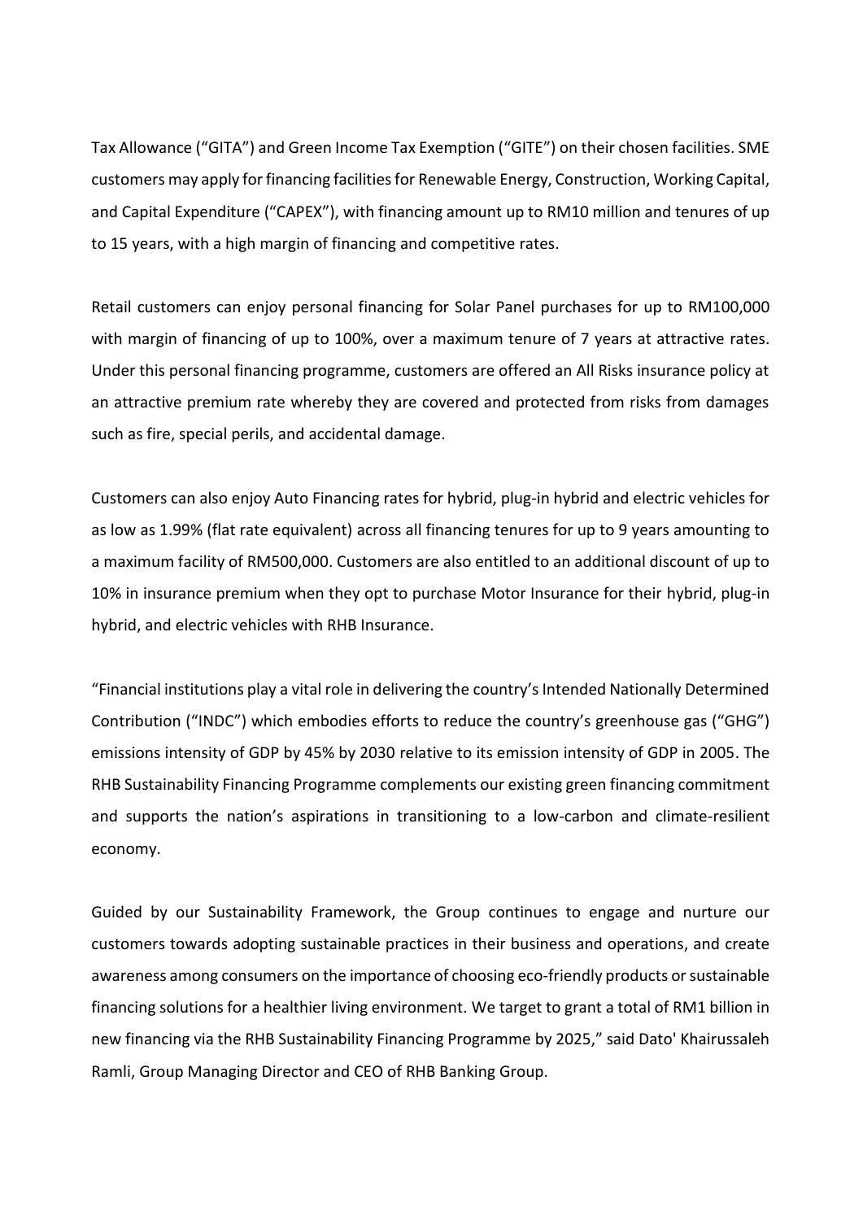Tax Allowance ("GITA") and Green Income Tax Exemption ("GITE") on their chosen facilities. SME customers may apply for financing facilities for Renewable Energy, Construction, Working Capital, and Capital Expenditure ("CAPEX"), with financing amount up to RM10 million and tenures of up to 15 years, with a high margin of financing and competitive rates.

Retail customers can enjoy personal financing for Solar Panel purchases for up to RM100,000 with margin of financing of up to 100%, over a maximum tenure of 7 years at attractive rates. Under this personal financing programme, customers are offered an All Risks insurance policy at an attractive premium rate whereby they are covered and protected from risks from damages such as fire, special perils, and accidental damage.

Customers can also enjoy Auto Financing rates for hybrid, plug-in hybrid and electric vehicles for as low as 1.99% (flat rate equivalent) across all financing tenures for up to 9 years amounting to a maximum facility of RM500,000. Customers are also entitled to an additional discount of up to 10% in insurance premium when they opt to purchase Motor Insurance for their hybrid, plug-in hybrid, and electric vehicles with RHB Insurance.

"Financial institutions play a vital role in delivering the country's Intended Nationally Determined Contribution ("INDC") which embodies efforts to reduce the country's greenhouse gas ("GHG") emissions intensity of GDP by 45% by 2030 relative to its emission intensity of GDP in 2005. The RHB Sustainability Financing Programme complements our existing green financing commitment and supports the nation's aspirations in transitioning to a low-carbon and climate-resilient economy.

Guided by our Sustainability Framework, the Group continues to engage and nurture our customers towards adopting sustainable practices in their business and operations, and create awareness among consumers on the importance of choosing eco-friendly products or sustainable financing solutions for a healthier living environment. We target to grant a total of RM1 billion in new financing via the RHB Sustainability Financing Programme by 2025," said Dato' Khairussaleh Ramli, Group Managing Director and CEO of RHB Banking Group.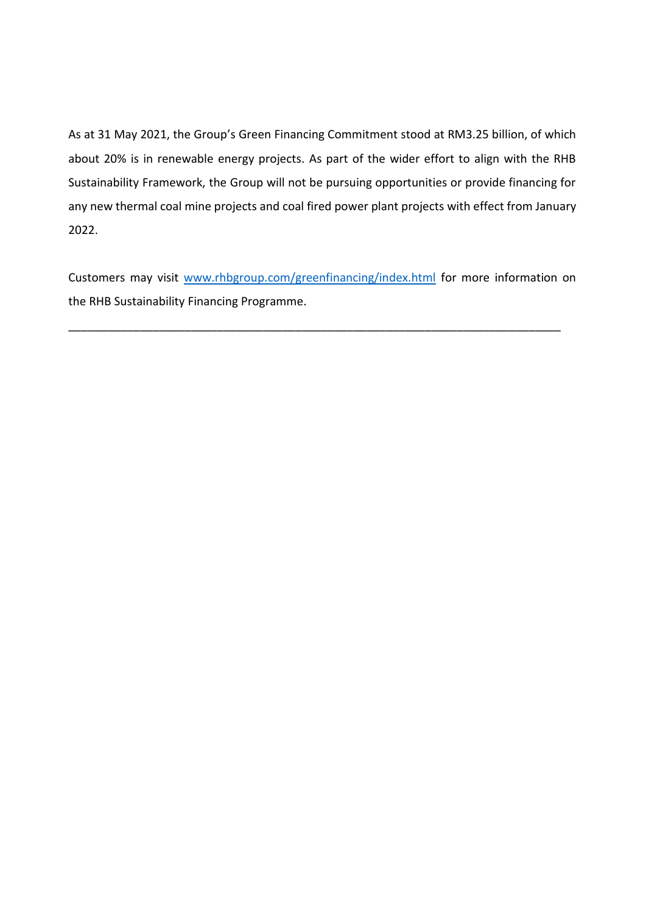As at 31 May 2021, the Group's Green Financing Commitment stood at RM3.25 billion, of which about 20% is in renewable energy projects. As part of the wider effort to align with the RHB Sustainability Framework, the Group will not be pursuing opportunities or provide financing for any new thermal coal mine projects and coal fired power plant projects with effect from January 2022.

Customers may visit [www.rhbgroup.com/greenfinancing/index.html](www.rhbgroup.com/greenfinancing/index.html) for more information on the RHB Sustainability Financing Programme.

---